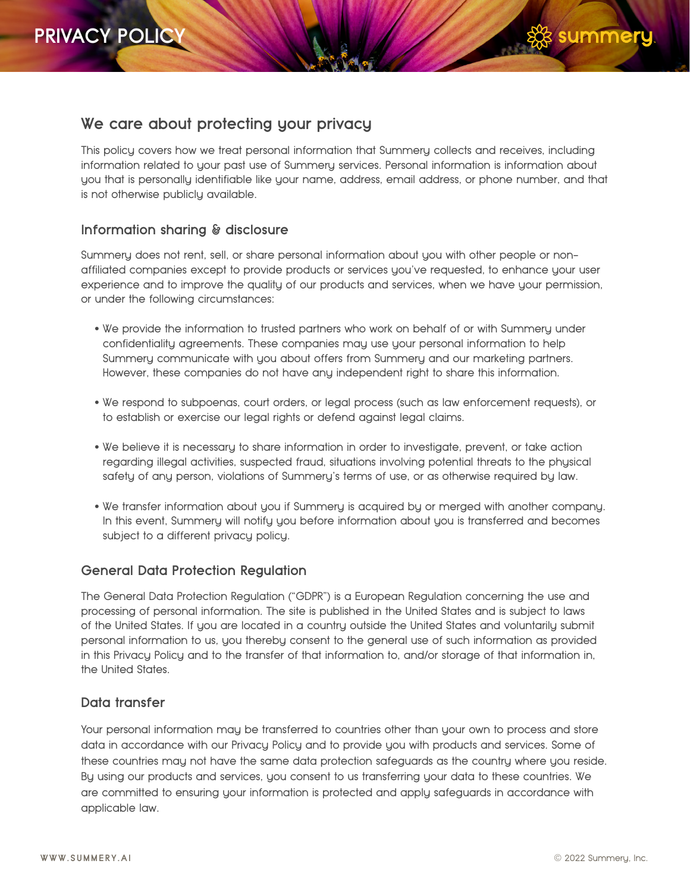# PRIVACY POLICY

## We care about protecting your privacy

This policy covers how we treat personal information that Summery collects and receives, including information related to your past use of Summery services. Personal information is information about you that is personally identifiable like your name, address, email address, or phone number, and that is not otherwise publicly available.

### Information sharing & disclosure

Summery does not rent, sell, or share personal information about you with other people or non-affiliated companies except to provide products or services you've requested, to enhance your user experience and to improve the quality of our products and services, when we have your permission, or under the following circumstances:

- We provide the information to trusted partners who work on behalf of or with Summery under confidentiality agreements. These companies may use your personal information to help Summery communicate with you about offers from Summery and our marketing partners. However, these companies do not have any independent right to share this information.
- We respond to subpoenas, court orders, or legal process (such as law enforcement requests), or to establish or exercise our legal rights or defend against legal claims.
- We believe it is necessary to share information in order to investigate, prevent, or take action regarding illegal activities, suspected fraud, situations involving potential threats to the physical safety of any person, violations of Summery's terms of use, or as otherwise required by law.
- We transfer information about you if Summery is acquired by or merged with another company. In this event, Summery will notify you before information about you is transferred and becomes subject to a different privacy policy.

### General Data Protection Regulation

The General Data Protection Regulation ("GDPR") is a European Regulation concerning the use and processing of personal information. The site is published in the United States and is subject to laws of the United States. If you are located in a country outside the United States and voluntarily submit personal information to us, you thereby consent to the general use of such information as provided in this Privacy Policy and to the transfer of that information to, and/or storage of that information in, the United States.

### Data transfer

Your personal information may be transferred to countries other than your own to process and store data in accordance with our Privacy Policy and to provide you with products and services. Some of these countries may not have the same data protection safeguards as the country where you reside. By using our products and services, you consent to us transferring your data to these countries. We are committed to ensuring your information is protected and apply safeguards in accordance with applicable law.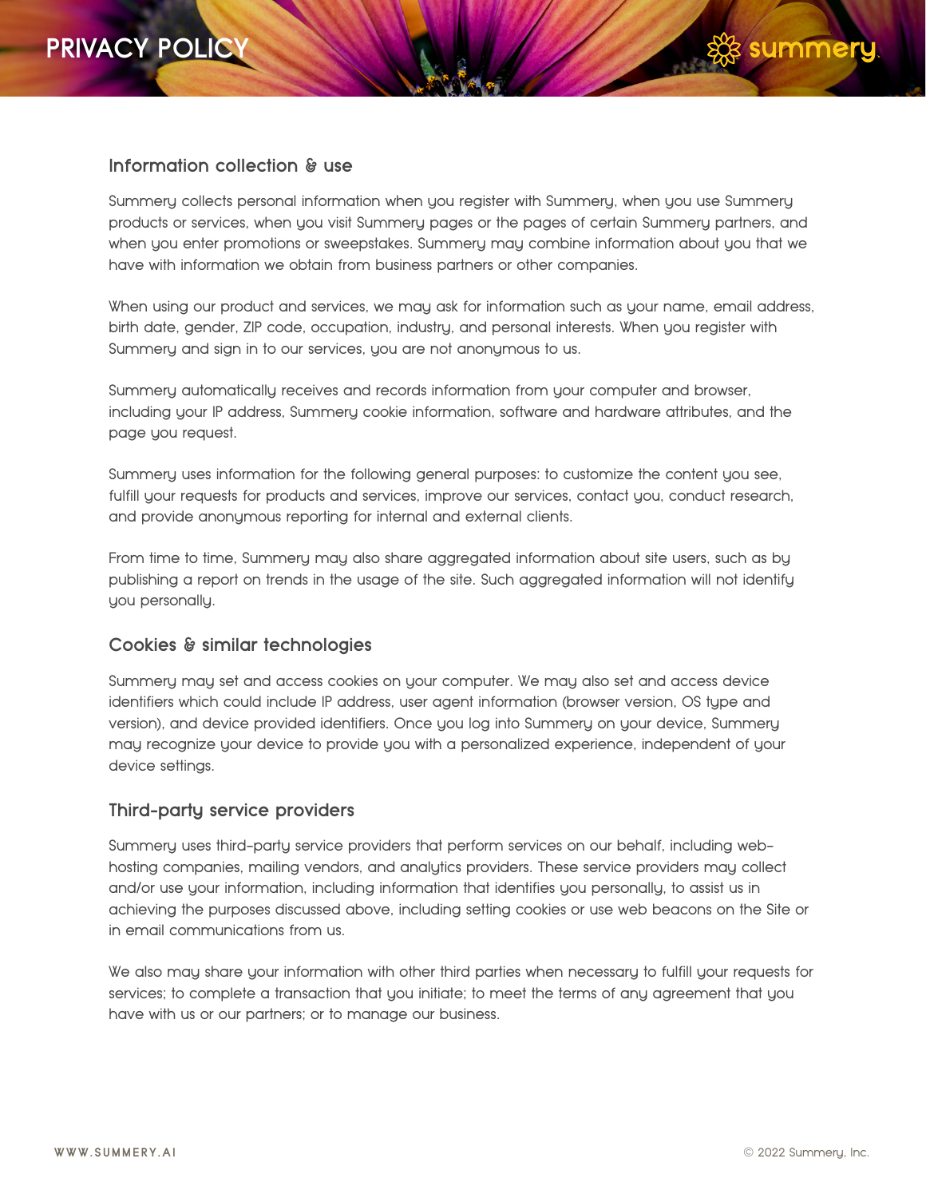## Information collection & use

Summery collects personal information when you register with Summery, when you use Summery products or services, when you visit Summery pages or the pages of certain Summery partners, and when you enter promotions or sweepstakes. Summery may combine information about you that we have with information we obtain from business partners or other companies.

When using our product and services, we may ask for information such as your name, email address, birth date, gender, ZIP code, occupation, industry, and personal interests. When you register with Summery and sign in to our services, you are not anonymous to us.

Summery automatically receives and records information from your computer and browser, including your IP address, Summery cookie information, software and hardware attributes, and the page you request.

Summery uses information for the following general purposes: to customize the content you see, fulfill your requests for products and services, improve our services, contact you, conduct research, and provide anonymous reporting for internal and external clients.

From time to time, Summery may also share aggregated information about site users, such as by publishing a report on trends in the usage of the site. Such aggregated information will not identify you personally.

## Cookies & similar technologies

Summery may set and access cookies on your computer. We may also set and access device identifiers which could include IP address, user agent information (browser version, OS type and version), and device provided identifiers. Once you log into Summery on your device, Summery may recognize your device to provide you with a personalized experience, independent of your device settings.

## Third-party service providers

Summery uses third-party service providers that perform services on our behalf, including web-hosting companies, mailing vendors, and analytics providers. These service providers may collect and/or use your information, including information that identifies you personally, to assist us in achieving the purposes discussed above, including setting cookies or use web beacons on the Site or in email communications from us.

We also may share your information with other third parties when necessary to fulfill your requests for services; to complete a transaction that you initiate; to meet the terms of any agreement that you have with us or our partners; or to manage our business.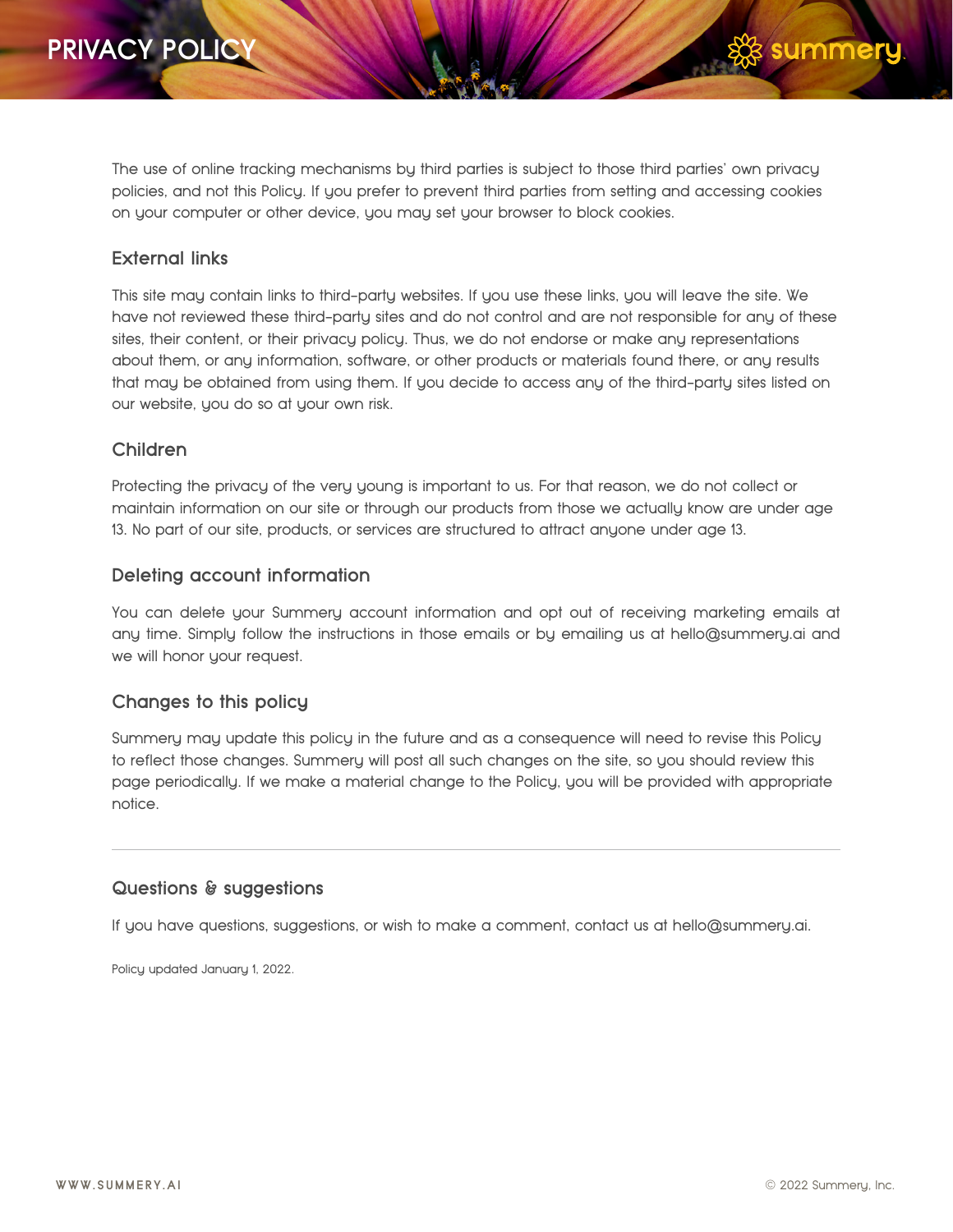The use of online tracking mechanisms by third parties is subject to those third parties' own privacy policies, and not this Policy. If you prefer to prevent third parties from setting and accessing cookies on your computer or other device, you may set your browser to block cookies.

### External links

This site may contain links to third-party websites. If you use these links, you will leave the site. We have not reviewed these third-party sites and do not control and are not responsible for any of these sites, their content, or their privacy policy. Thus, we do not endorse or make any representations about them, or any information, software, or other products or materials found there, or any results that may be obtained from using them. If you decide to access any of the third-party sites listed on our website, you do so at your own risk.

### Children

Protecting the privacy of the very young is important to us. For that reason, we do not collect or maintain information on our site or through our products from those we actually know are under age 13. No part of our site, products, or services are structured to attract anyone under age 13.

### Deleting account information

You can delete your Summery account information and opt out of receiving marketing emails at any time. Simply follow the instructions in those emails or by emailing us at hello@summery.ai and we will honor your request.

### Changes to this policy

Summery may update this policy in the future and as a consequence will need to revise this Policy to reflect those changes. Summery will post all such changes on the site, so you should review this page periodically. If we make a material change to the Policy, you will be provided with appropriate notice.

---

### Questions & suggestions

If you have questions, suggestions, or wish to make a comment, contact us at hello@summery.ai.

Policy updated January 1, 2022.